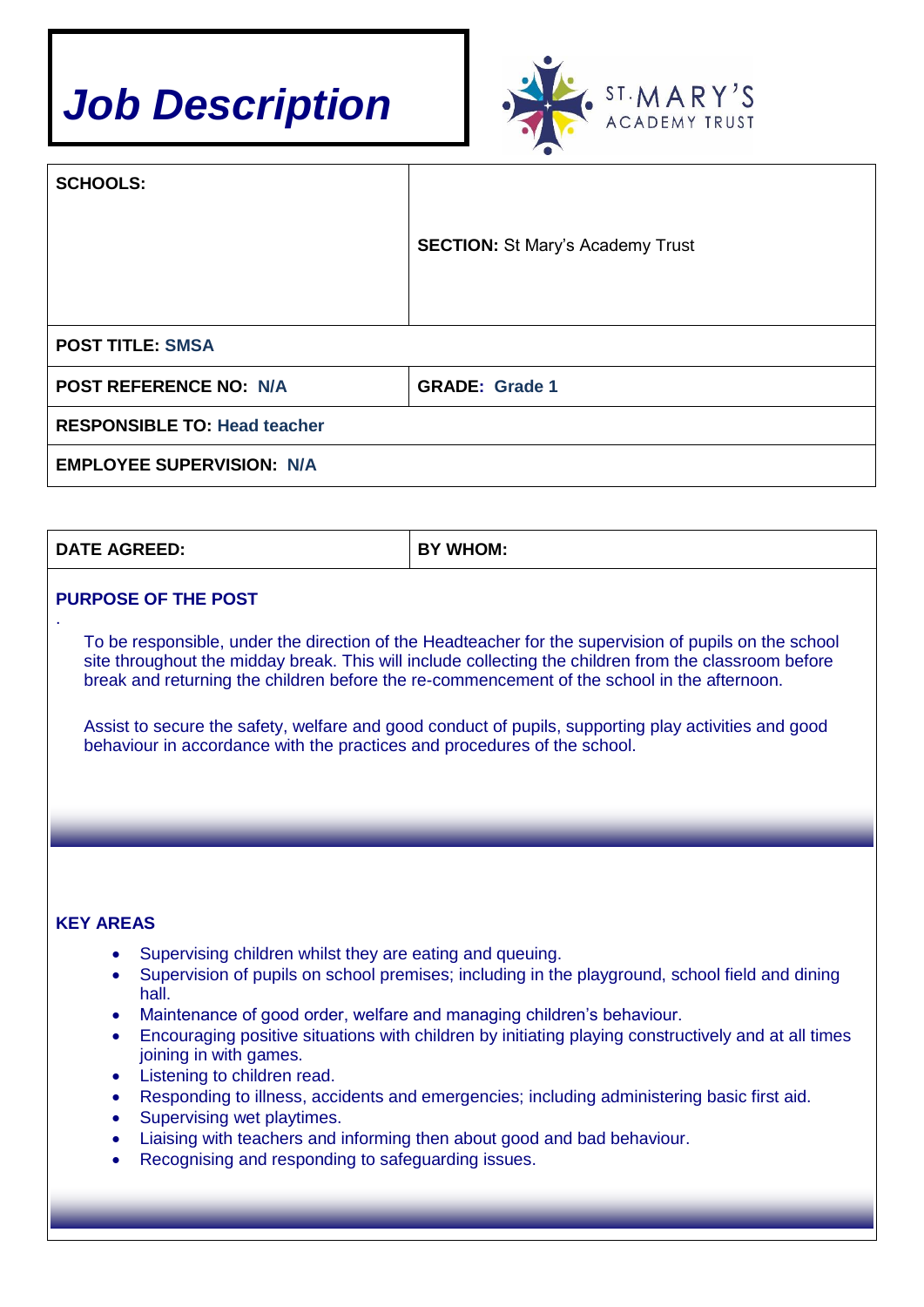# Job Description

ST. MARY'S ACADEMY TRUST

| **SCHOOLS:** | **SECTION:** St Mary's Academy Trust |
|---|---|
| **POST TITLE: SMSA** | |
| **POST REFERENCE NO: N/A** | **GRADE: Grade 1** |
| **RESPONSIBLE TO: Head teacher** | |
| **EMPLOYEE SUPERVISION: N/A** | |

| **DATE AGREED:** | **BY WHOM:** |
|---|---|

## PURPOSE OF THE POST

.

To be responsible, under the direction of the Headteacher for the supervision of pupils on the school site throughout the midday break. This will include collecting the children from the classroom before break and returning the children before the re-commencement of the school in the afternoon.

Assist to secure the safety, welfare and good conduct of pupils, supporting play activities and good behaviour in accordance with the practices and procedures of the school.

## KEY AREAS

- Supervising children whilst they are eating and queuing.
- Supervision of pupils on school premises; including in the playground, school field and dining hall.
- Maintenance of good order, welfare and managing children's behaviour.
- Encouraging positive situations with children by initiating playing constructively and at all times joining in with games.
- Listening to children read.
- Responding to illness, accidents and emergencies; including administering basic first aid.
- Supervising wet playtimes.
- Liaising with teachers and informing then about good and bad behaviour.
- Recognising and responding to safeguarding issues.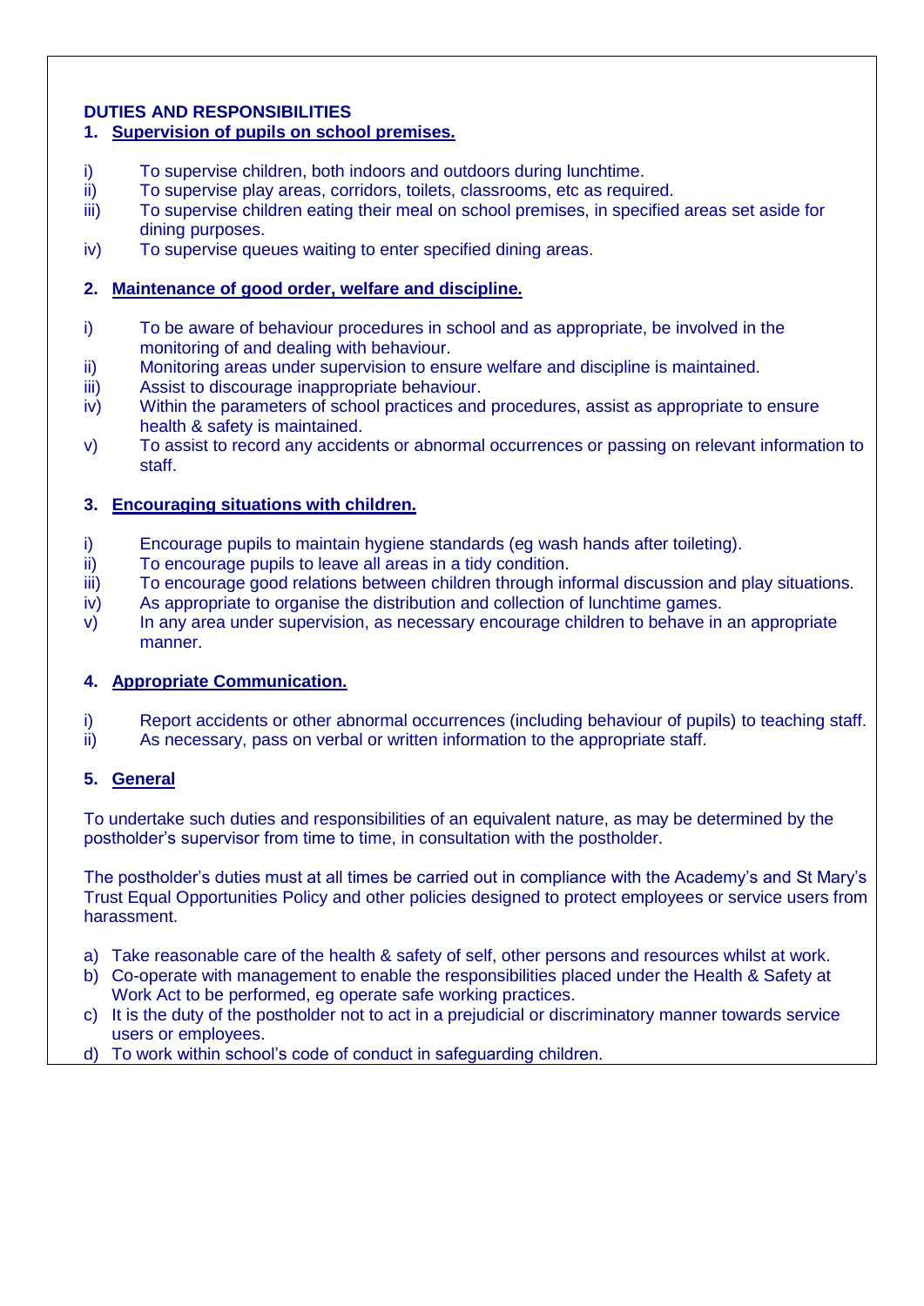## DUTIES AND RESPONSIBILITIES

### 1. Supervision of pupils on school premises.

i) To supervise children, both indoors and outdoors during lunchtime.
ii) To supervise play areas, corridors, toilets, classrooms, etc as required.
iii) To supervise children eating their meal on school premises, in specified areas set aside for dining purposes.
iv) To supervise queues waiting to enter specified dining areas.

### 2. Maintenance of good order, welfare and discipline.

i) To be aware of behaviour procedures in school and as appropriate, be involved in the monitoring of and dealing with behaviour.
ii) Monitoring areas under supervision to ensure welfare and discipline is maintained.
iii) Assist to discourage inappropriate behaviour.
iv) Within the parameters of school practices and procedures, assist as appropriate to ensure health & safety is maintained.
v) To assist to record any accidents or abnormal occurrences or passing on relevant information to staff.

### 3. Encouraging situations with children.

i) Encourage pupils to maintain hygiene standards (eg wash hands after toileting).
ii) To encourage pupils to leave all areas in a tidy condition.
iii) To encourage good relations between children through informal discussion and play situations.
iv) As appropriate to organise the distribution and collection of lunchtime games.
v) In any area under supervision, as necessary encourage children to behave in an appropriate manner.

### 4. Appropriate Communication.

i) Report accidents or other abnormal occurrences (including behaviour of pupils) to teaching staff.
ii) As necessary, pass on verbal or written information to the appropriate staff.

### 5. General

To undertake such duties and responsibilities of an equivalent nature, as may be determined by the postholder's supervisor from time to time, in consultation with the postholder.

The postholder's duties must at all times be carried out in compliance with the Academy's and St Mary's Trust Equal Opportunities Policy and other policies designed to protect employees or service users from harassment.

a) Take reasonable care of the health & safety of self, other persons and resources whilst at work.
b) Co-operate with management to enable the responsibilities placed under the Health & Safety at Work Act to be performed, eg operate safe working practices.
c) It is the duty of the postholder not to act in a prejudicial or discriminatory manner towards service users or employees.
d) To work within school's code of conduct in safeguarding children.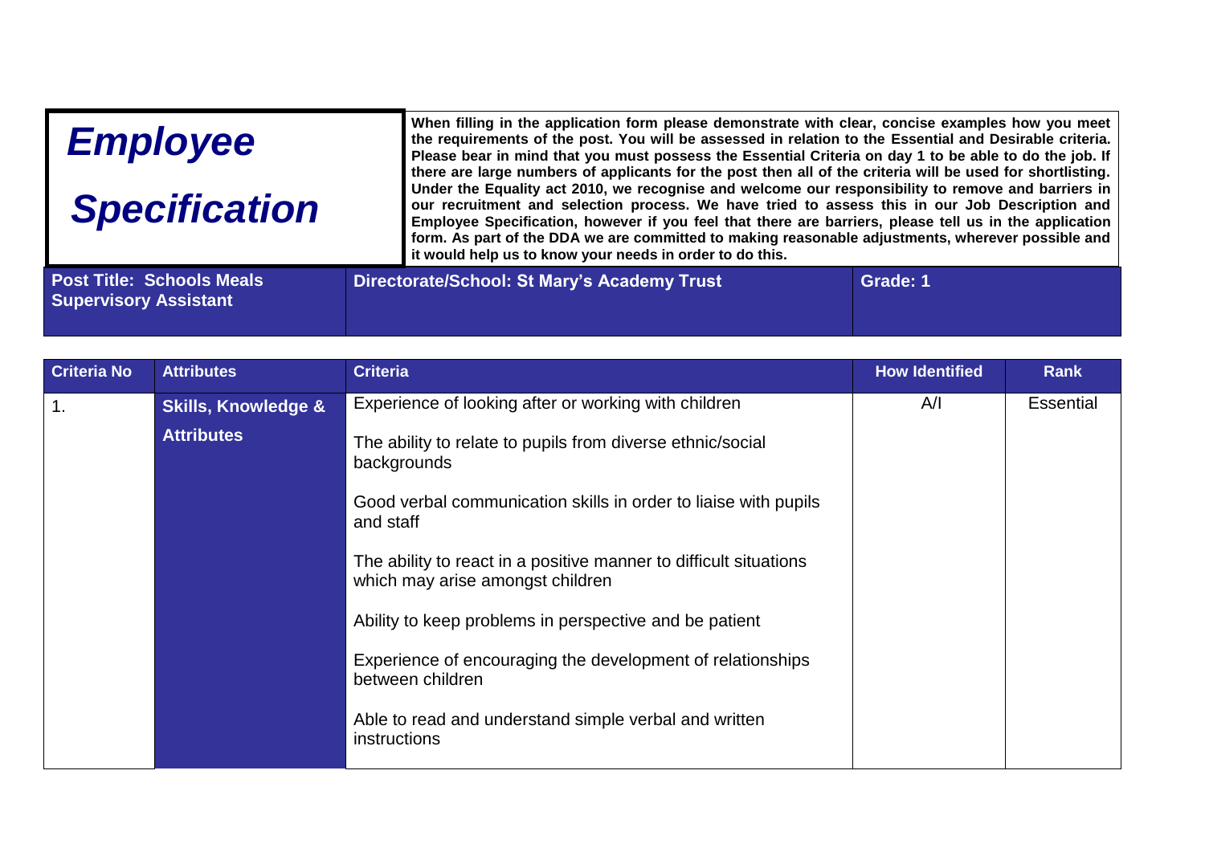# Employee Specification

**When filling in the application form please demonstrate with clear, concise examples how you meet the requirements of the post. You will be assessed in relation to the Essential and Desirable criteria. Please bear in mind that you must possess the Essential Criteria on day 1 to be able to do the job. If there are large numbers of applicants for the post then all of the criteria will be used for shortlisting. Under the Equality act 2010, we recognise and welcome our responsibility to remove and barriers in our recruitment and selection process. We have tried to assess this in our Job Description and Employee Specification, however if you feel that there are barriers, please tell us in the application form. As part of the DDA we are committed to making reasonable adjustments, wherever possible and it would help us to know your needs in order to do this.**

| Post Title: Schools Meals Supervisory Assistant | Directorate/School: St Mary's Academy Trust | Grade: 1 |
|---|---|---|

| Criteria No | Attributes | Criteria | How Identified | Rank |
|---|---|---|---|---|
| 1. | **Skills, Knowledge & Attributes** | Experience of looking after or working with children<br><br>The ability to relate to pupils from diverse ethnic/social backgrounds<br><br>Good verbal communication skills in order to liaise with pupils and staff<br><br>The ability to react in a positive manner to difficult situations which may arise amongst children<br><br>Ability to keep problems in perspective and be patient<br><br>Experience of encouraging the development of relationships between children<br><br>Able to read and understand simple verbal and written instructions | A/I | Essential |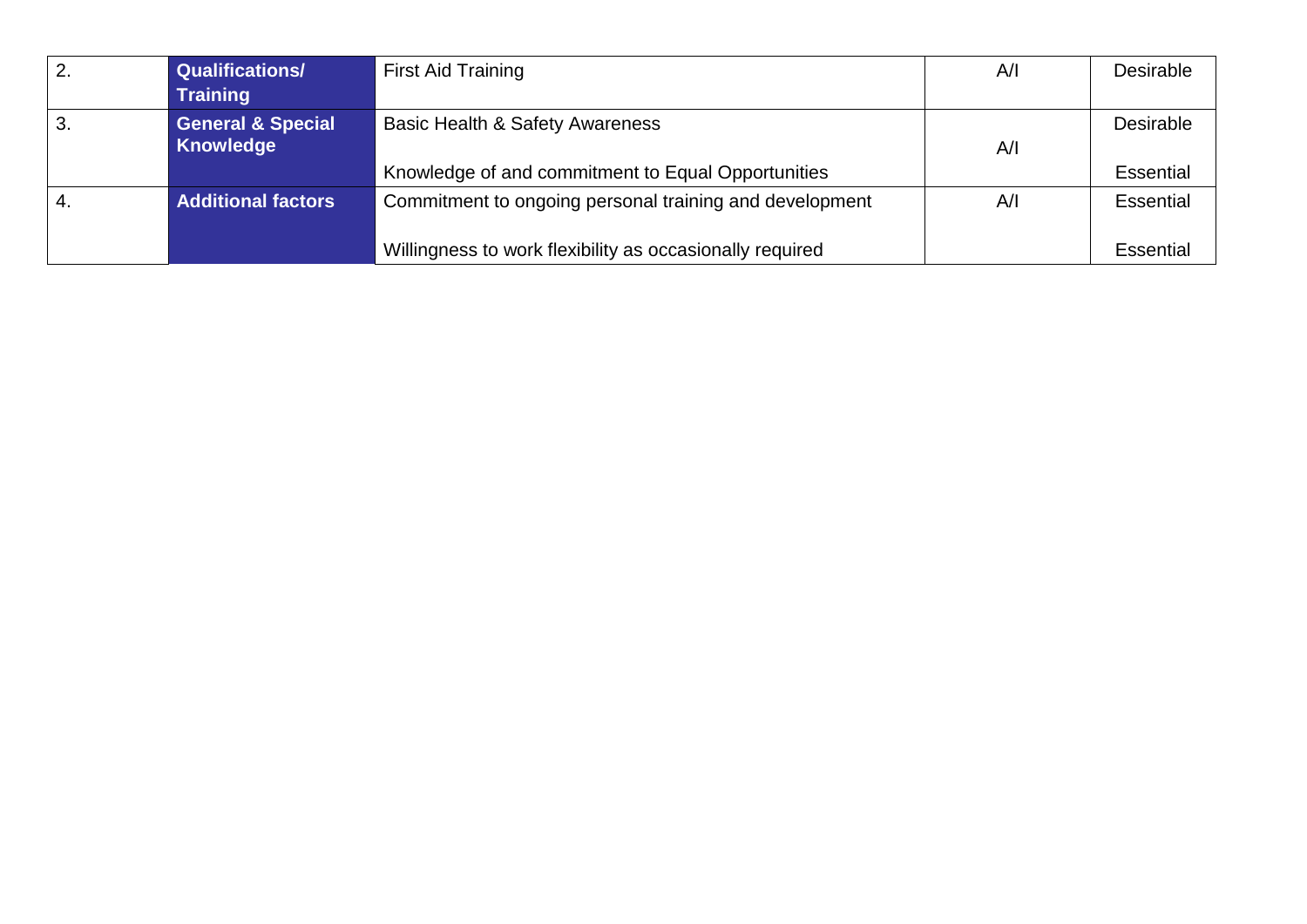| | | | | |
|---|---|---|---|---|
| 2. | **Qualifications/ Training** | First Aid Training | A/I | Desirable |
| 3. | **General & Special Knowledge** | Basic Health & Safety Awareness | A/I | Desirable |
| | | Knowledge of and commitment to Equal Opportunities | | Essential |
| 4. | **Additional factors** | Commitment to ongoing personal training and development | A/I | Essential |
| | | Willingness to work flexibility as occasionally required | | Essential |